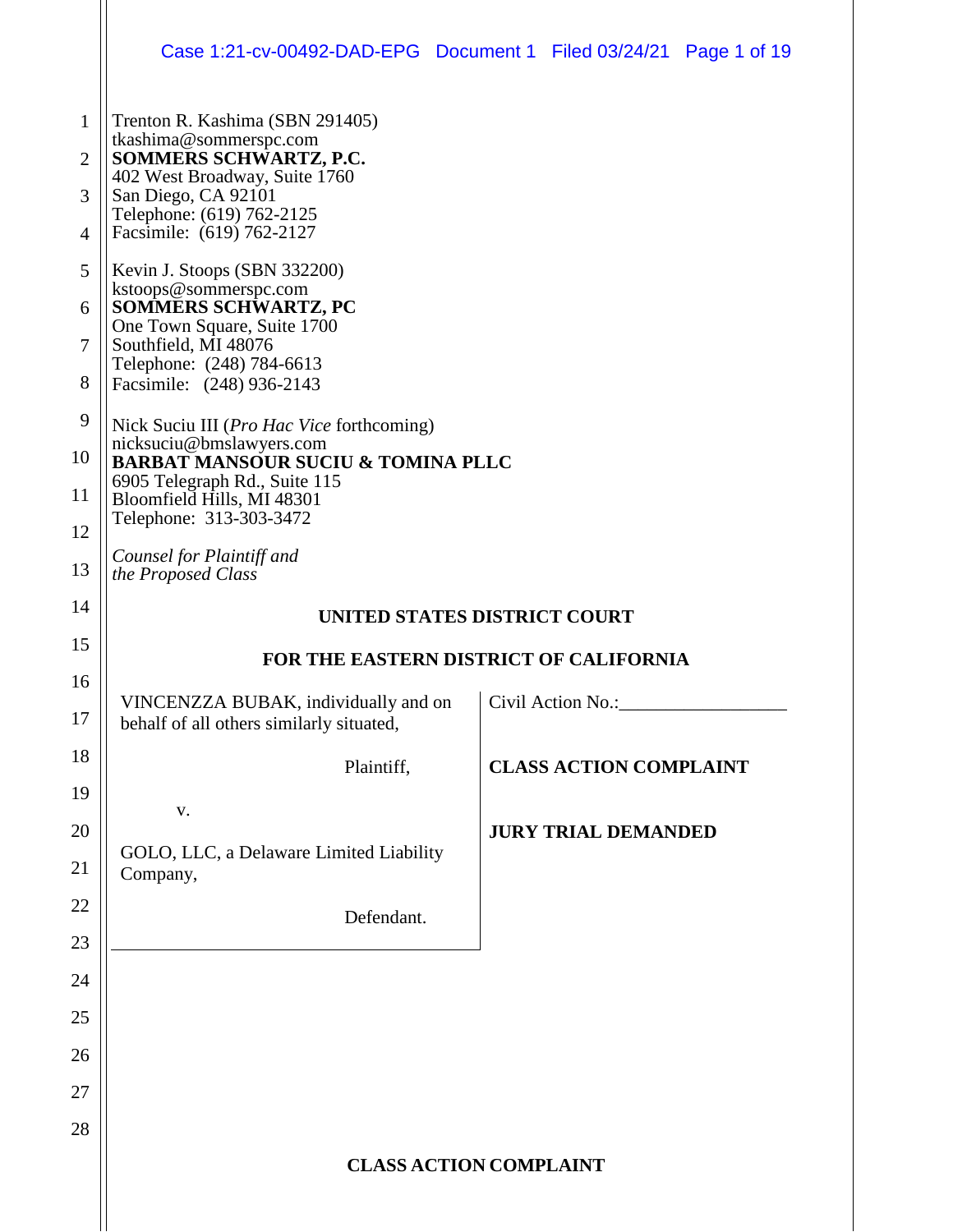Trenton R. Kashima (SBN 291405)
tkashima@sommerspc.com
**SOMMERS SCHWARTZ, P.C.**
402 West Broadway, Suite 1760
San Diego, CA 92101
Telephone: (619) 762-2125
Facsimile: (619) 762-2127

Kevin J. Stoops (SBN 332200)
kstoops@sommerspc.com
**SOMMERS SCHWARTZ, PC**
One Town Square, Suite 1700
Southfield, MI 48076
Telephone: (248) 784-6613
Facsimile: (248) 936-2143

Nick Suciu III (*Pro Hac Vice* forthcoming)
nicksuciu@bmslawyers.com
**BARBAT MANSOUR SUCIU & TOMINA PLLC**
6905 Telegraph Rd., Suite 115
Bloomfield Hills, MI 48301
Telephone: 313-303-3472

*Counsel for Plaintiff and the Proposed Class*

**UNITED STATES DISTRICT COURT**

**FOR THE EASTERN DISTRICT OF CALIFORNIA**

| | |
|---|---|
| VINCENZZA BUBAK, individually and on behalf of all others similarly situated, | Civil Action No.:__________________ |
| Plaintiff, | **CLASS ACTION COMPLAINT** |
| v. | **JURY TRIAL DEMANDED** |
| GOLO, LLC, a Delaware Limited Liability Company, | |
| Defendant. | |

**CLASS ACTION COMPLAINT**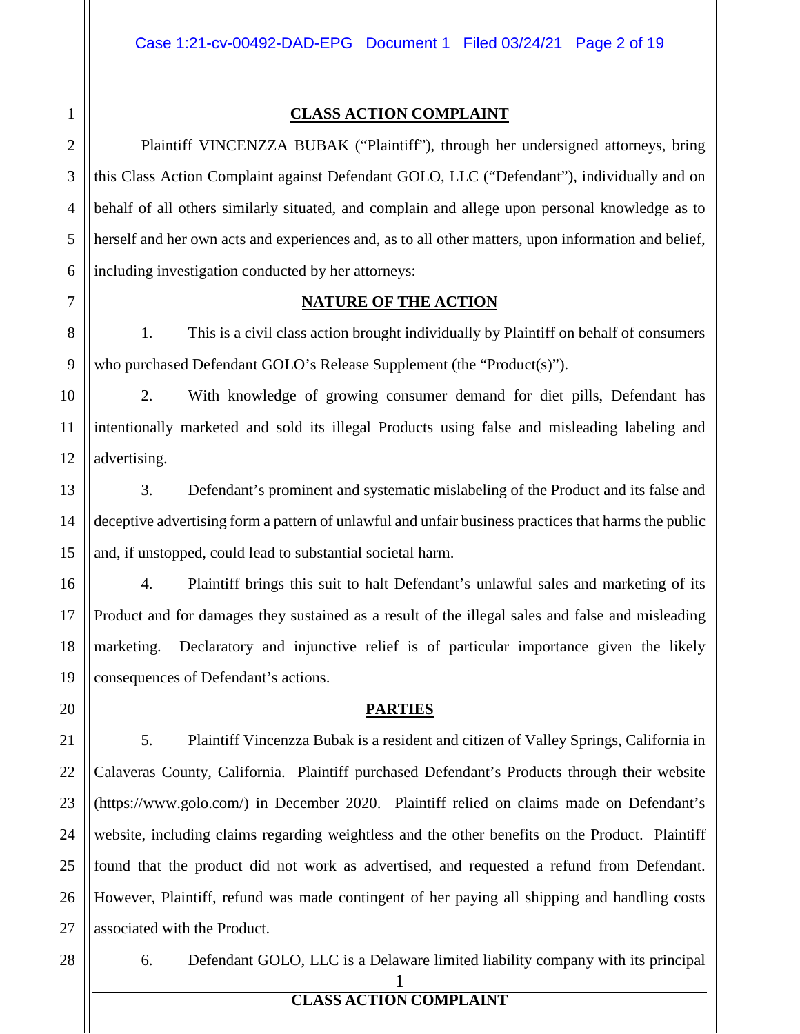## CLASS ACTION COMPLAINT

Plaintiff VINCENZZA BUBAK ("Plaintiff"), through her undersigned attorneys, bring this Class Action Complaint against Defendant GOLO, LLC ("Defendant"), individually and on behalf of all others similarly situated, and complain and allege upon personal knowledge as to herself and her own acts and experiences and, as to all other matters, upon information and belief, including investigation conducted by her attorneys:

## NATURE OF THE ACTION

1. This is a civil class action brought individually by Plaintiff on behalf of consumers who purchased Defendant GOLO's Release Supplement (the "Product(s)").

2. With knowledge of growing consumer demand for diet pills, Defendant has intentionally marketed and sold its illegal Products using false and misleading labeling and advertising.

3. Defendant's prominent and systematic mislabeling of the Product and its false and deceptive advertising form a pattern of unlawful and unfair business practices that harms the public and, if unstopped, could lead to substantial societal harm.

4. Plaintiff brings this suit to halt Defendant's unlawful sales and marketing of its Product and for damages they sustained as a result of the illegal sales and false and misleading marketing. Declaratory and injunctive relief is of particular importance given the likely consequences of Defendant's actions.

## PARTIES

5. Plaintiff Vincenzza Bubak is a resident and citizen of Valley Springs, California in Calaveras County, California. Plaintiff purchased Defendant's Products through their website (https://www.golo.com/) in December 2020. Plaintiff relied on claims made on Defendant's website, including claims regarding weightless and the other benefits on the Product. Plaintiff found that the product did not work as advertised, and requested a refund from Defendant. However, Plaintiff, refund was made contingent of her paying all shipping and handling costs associated with the Product.

6. Defendant GOLO, LLC is a Delaware limited liability company with its principal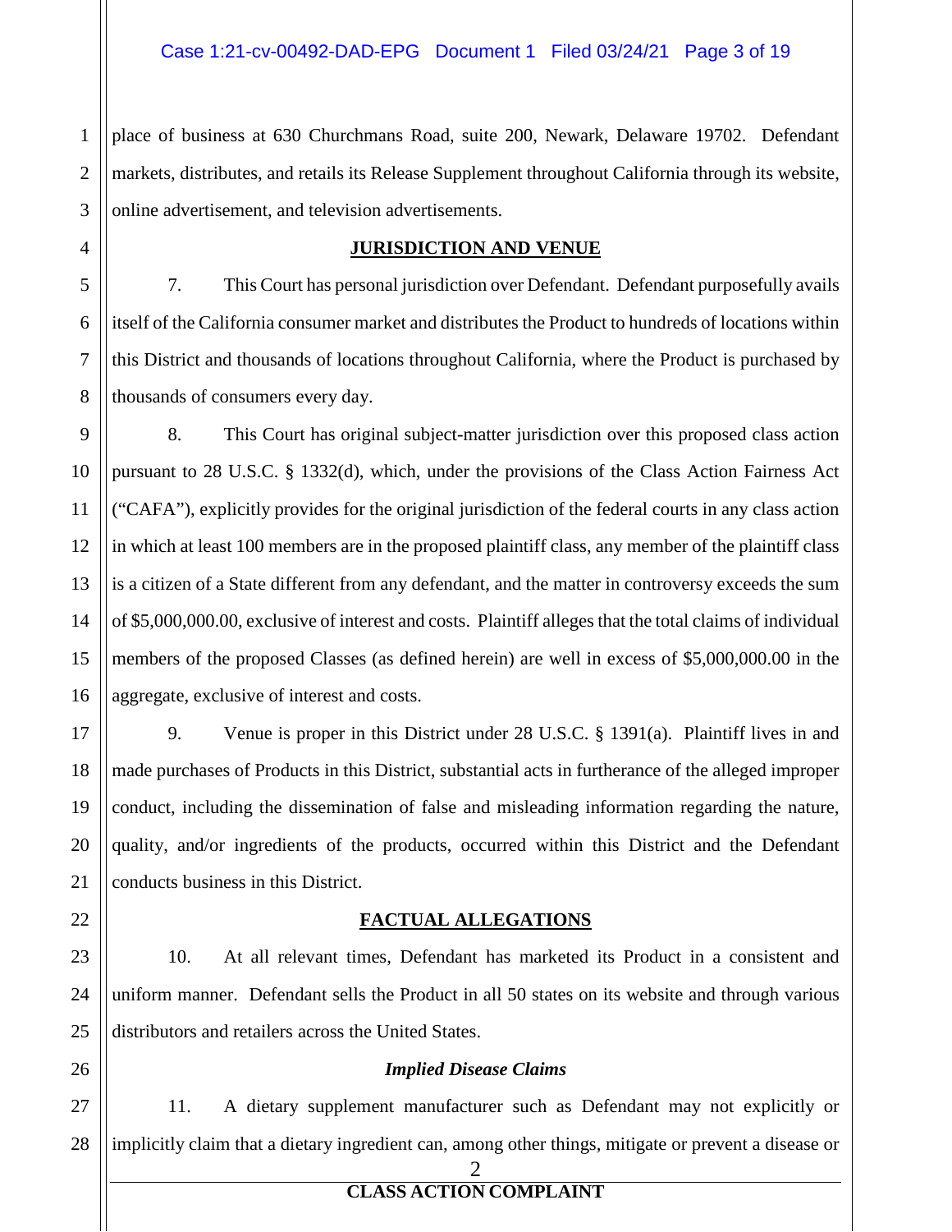place of business at 630 Churchmans Road, suite 200, Newark, Delaware 19702. Defendant markets, distributes, and retails its Release Supplement throughout California through its website, online advertisement, and television advertisements.

## JURISDICTION AND VENUE

7. This Court has personal jurisdiction over Defendant. Defendant purposefully avails itself of the California consumer market and distributes the Product to hundreds of locations within this District and thousands of locations throughout California, where the Product is purchased by thousands of consumers every day.

8. This Court has original subject-matter jurisdiction over this proposed class action pursuant to 28 U.S.C. § 1332(d), which, under the provisions of the Class Action Fairness Act ("CAFA"), explicitly provides for the original jurisdiction of the federal courts in any class action in which at least 100 members are in the proposed plaintiff class, any member of the plaintiff class is a citizen of a State different from any defendant, and the matter in controversy exceeds the sum of $5,000,000.00, exclusive of interest and costs. Plaintiff alleges that the total claims of individual members of the proposed Classes (as defined herein) are well in excess of $5,000,000.00 in the aggregate, exclusive of interest and costs.

9. Venue is proper in this District under 28 U.S.C. § 1391(a). Plaintiff lives in and made purchases of Products in this District, substantial acts in furtherance of the alleged improper conduct, including the dissemination of false and misleading information regarding the nature, quality, and/or ingredients of the products, occurred within this District and the Defendant conducts business in this District.

## FACTUAL ALLEGATIONS

10. At all relevant times, Defendant has marketed its Product in a consistent and uniform manner. Defendant sells the Product in all 50 states on its website and through various distributors and retailers across the United States.

### *Implied Disease Claims*

11. A dietary supplement manufacturer such as Defendant may not explicitly or implicitly claim that a dietary ingredient can, among other things, mitigate or prevent a disease or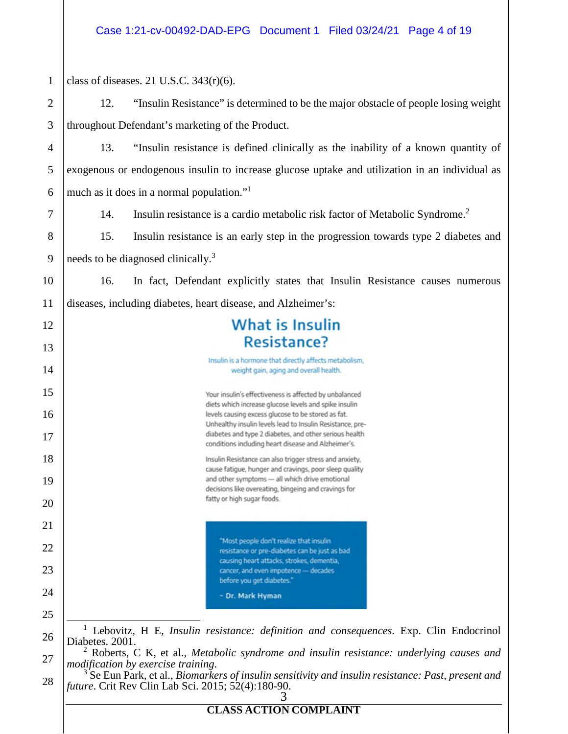class of diseases. 21 U.S.C. 343(r)(6).

12. "Insulin Resistance" is determined to be the major obstacle of people losing weight throughout Defendant's marketing of the Product.

13. "Insulin resistance is defined clinically as the inability of a known quantity of exogenous or endogenous insulin to increase glucose uptake and utilization in an individual as much as it does in a normal population."[1]

14. Insulin resistance is a cardio metabolic risk factor of Metabolic Syndrome.[2]

15. Insulin resistance is an early step in the progression towards type 2 diabetes and needs to be diagnosed clinically.[3]

16. In fact, Defendant explicitly states that Insulin Resistance causes numerous diseases, including diabetes, heart disease, and Alzheimer's:

## What is Insulin Resistance?

Insulin is a hormone that directly affects metabolism, weight gain, aging and overall health.

Your insulin's effectiveness is affected by unbalanced diets which increase glucose levels and spike insulin levels causing excess glucose to be stored as fat. Unhealthy insulin levels lead to Insulin Resistance, pre-diabetes and type 2 diabetes, and other serious health conditions including heart disease and Alzheimer's.

Insulin Resistance can also trigger stress and anxiety, cause fatigue, hunger and cravings, poor sleep quality and other symptoms — all which drive emotional decisions like overeating, bingeing and cravings for fatty or high sugar foods.

"Most people don't realize that insulin resistance or pre-diabetes can be just as bad causing heart attacks, strokes, dementia, cancer, and even impotence — decades before you get diabetes."

~ Dr. Mark Hyman

---

[1] Lebovitz, H E, *Insulin resistance: definition and consequences*. Exp. Clin Endocrinol Diabetes. 2001.

[2] Roberts, C K, et al., *Metabolic syndrome and insulin resistance: underlying causes and modification by exercise training*.

[3] Se Eun Park, et al., *Biomarkers of insulin sensitivity and insulin resistance: Past, present and future*. Crit Rev Clin Lab Sci. 2015; 52(4):180-90.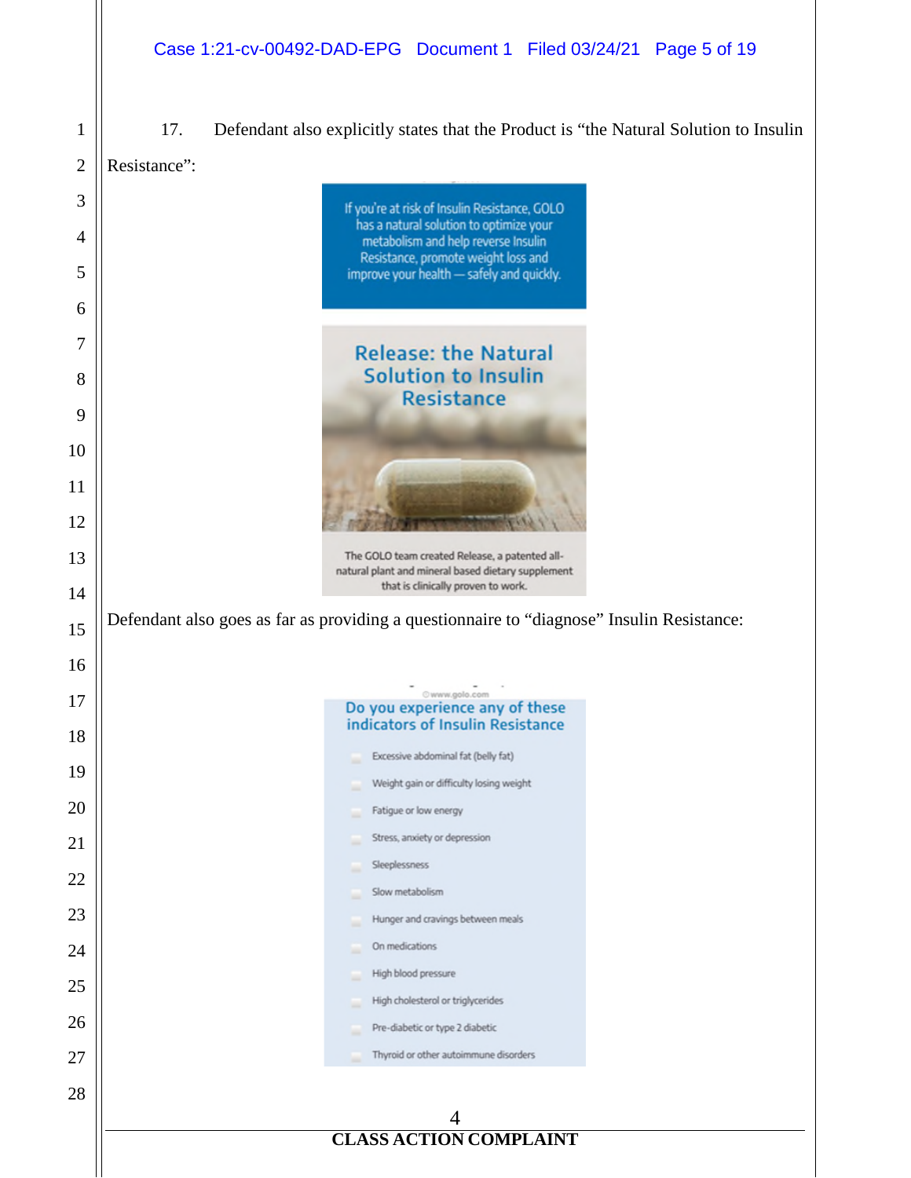17. Defendant also explicitly states that the Product is "the Natural Solution to Insulin Resistance":

If you're at risk of Insulin Resistance, GOLO has a natural solution to optimize your metabolism and help reverse Insulin Resistance, promote weight loss and improve your health — safely and quickly.

Release: the Natural Solution to Insulin Resistance

The GOLO team created Release, a patented all-natural plant and mineral based dietary supplement that is clinically proven to work.

Defendant also goes as far as providing a questionnaire to "diagnose" Insulin Resistance:

©www.golo.com

Do you experience any of these indicators of Insulin Resistance

- Excessive abdominal fat (belly fat)
- Weight gain or difficulty losing weight
- Fatigue or low energy
- Stress, anxiety or depression
- Sleeplessness
- Slow metabolism
- Hunger and cravings between meals
- On medications
- High blood pressure
- High cholesterol or triglycerides
- Pre-diabetic or type 2 diabetic
- Thyroid or other autoimmune disorders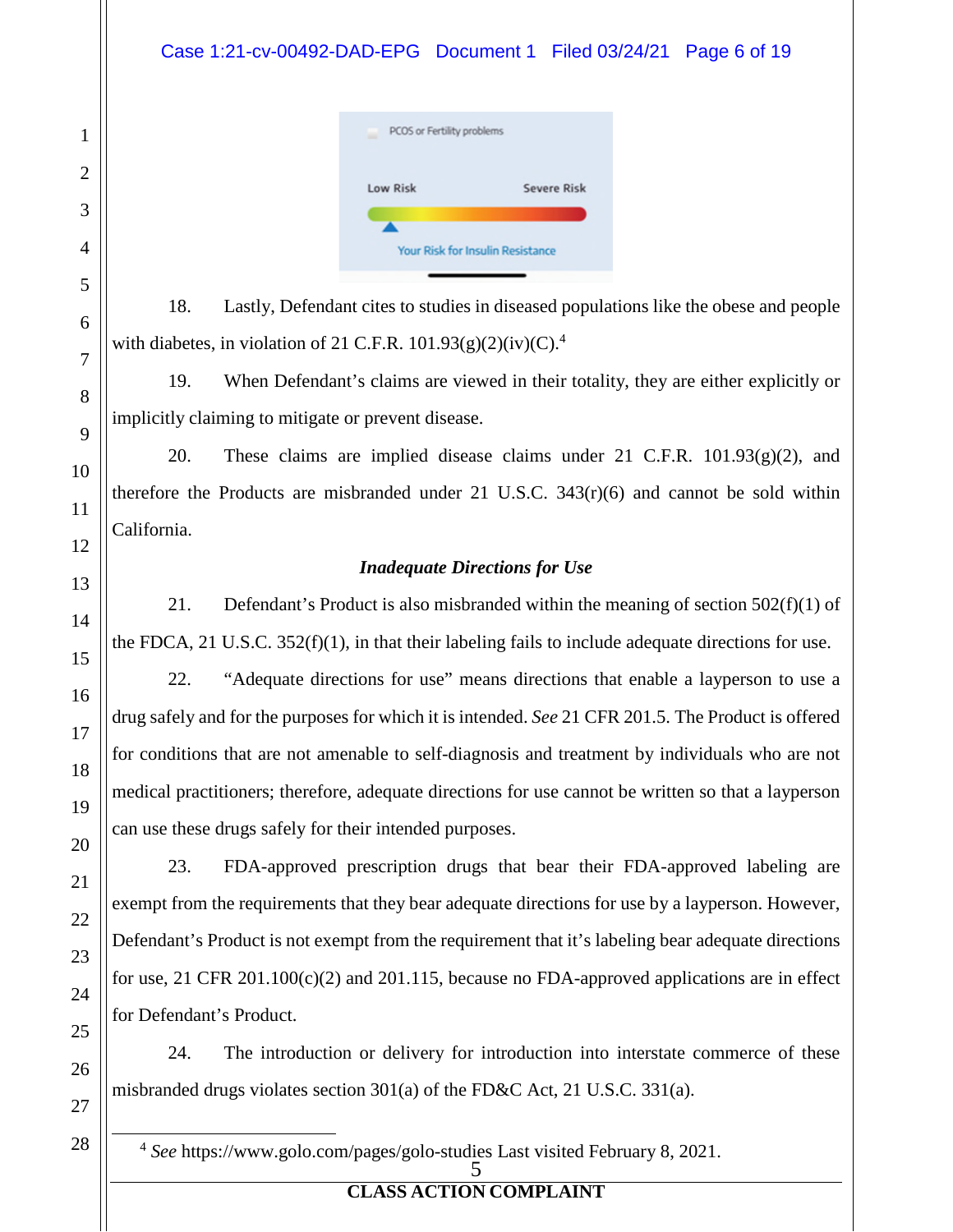PCOS or Fertility problems

Low Risk Severe Risk

Your Risk for Insulin Resistance

18. Lastly, Defendant cites to studies in diseased populations like the obese and people with diabetes, in violation of 21 C.F.R. 101.93(g)(2)(iv)(C).[4]

19. When Defendant's claims are viewed in their totality, they are either explicitly or implicitly claiming to mitigate or prevent disease.

20. These claims are implied disease claims under 21 C.F.R. 101.93(g)(2), and therefore the Products are misbranded under 21 U.S.C. 343(r)(6) and cannot be sold within California.

***Inadequate Directions for Use***

21. Defendant's Product is also misbranded within the meaning of section 502(f)(1) of the FDCA, 21 U.S.C. 352(f)(1), in that their labeling fails to include adequate directions for use.

22. "Adequate directions for use" means directions that enable a layperson to use a drug safely and for the purposes for which it is intended. *See* 21 CFR 201.5. The Product is offered for conditions that are not amenable to self-diagnosis and treatment by individuals who are not medical practitioners; therefore, adequate directions for use cannot be written so that a layperson can use these drugs safely for their intended purposes.

23. FDA-approved prescription drugs that bear their FDA-approved labeling are exempt from the requirements that they bear adequate directions for use by a layperson. However, Defendant's Product is not exempt from the requirement that it's labeling bear adequate directions for use, 21 CFR 201.100(c)(2) and 201.115, because no FDA-approved applications are in effect for Defendant's Product.

24. The introduction or delivery for introduction into interstate commerce of these misbranded drugs violates section 301(a) of the FD&C Act, 21 U.S.C. 331(a).

---

[4] *See* https://www.golo.com/pages/golo-studies Last visited February 8, 2021.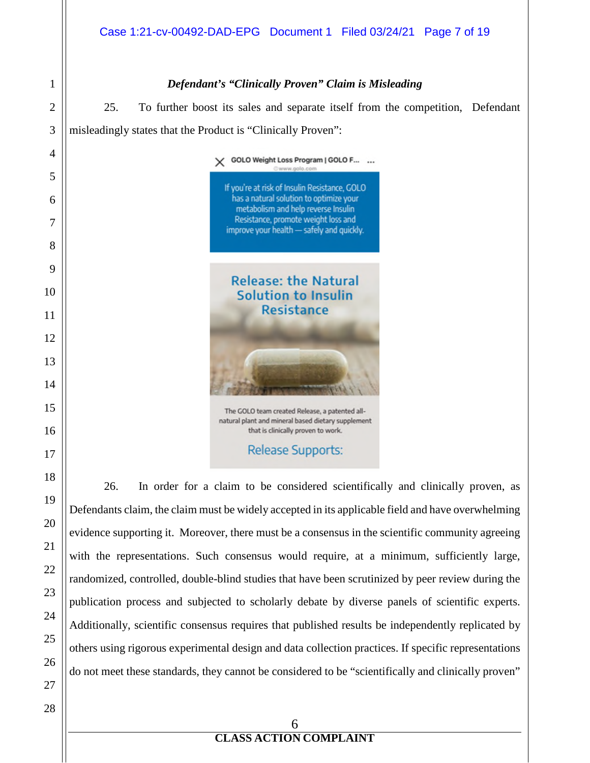***Defendant's "Clinically Proven" Claim is Misleading***

25. To further boost its sales and separate itself from the competition, Defendant misleadingly states that the Product is "Clinically Proven":

GOLO Weight Loss Program | GOLO F...

www.golo.com

If you're at risk of Insulin Resistance, GOLO has a natural solution to optimize your metabolism and help reverse Insulin Resistance, promote weight loss and improve your health — safely and quickly.

Release: the Natural Solution to Insulin Resistance

The GOLO team created Release, a patented all-natural plant and mineral based dietary supplement that is clinically proven to work.

Release Supports:

26. In order for a claim to be considered scientifically and clinically proven, as Defendants claim, the claim must be widely accepted in its applicable field and have overwhelming evidence supporting it. Moreover, there must be a consensus in the scientific community agreeing with the representations. Such consensus would require, at a minimum, sufficiently large, randomized, controlled, double-blind studies that have been scrutinized by peer review during the publication process and subjected to scholarly debate by diverse panels of scientific experts. Additionally, scientific consensus requires that published results be independently replicated by others using rigorous experimental design and data collection practices. If specific representations do not meet these standards, they cannot be considered to be "scientifically and clinically proven"

CLASS ACTION COMPLAINT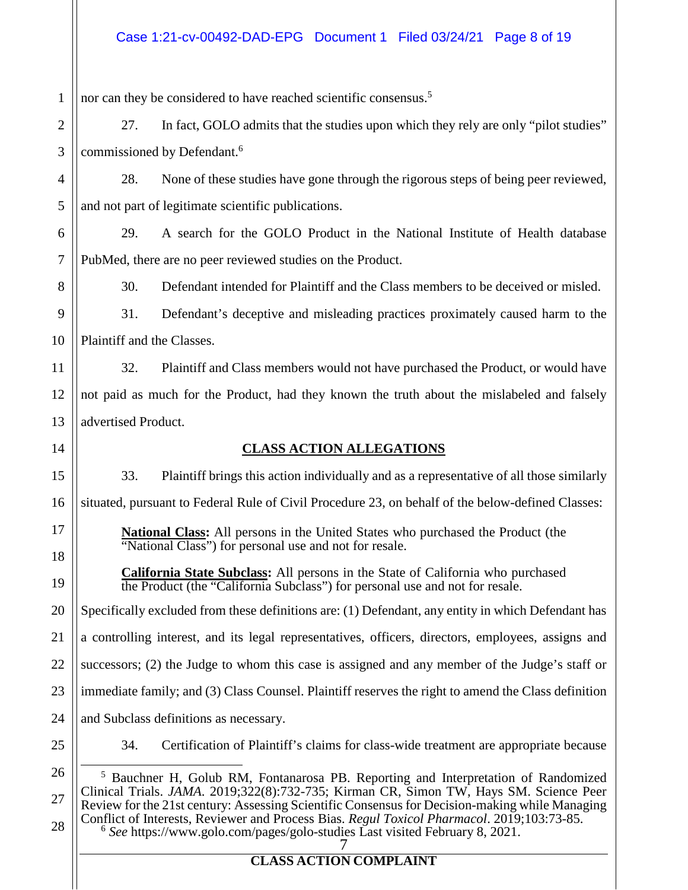nor can they be considered to have reached scientific consensus.[5]

27. In fact, GOLO admits that the studies upon which they rely are only "pilot studies" commissioned by Defendant.[6]

28. None of these studies have gone through the rigorous steps of being peer reviewed, and not part of legitimate scientific publications.

29. A search for the GOLO Product in the National Institute of Health database PubMed, there are no peer reviewed studies on the Product.

30. Defendant intended for Plaintiff and the Class members to be deceived or misled.

31. Defendant's deceptive and misleading practices proximately caused harm to the Plaintiff and the Classes.

32. Plaintiff and Class members would not have purchased the Product, or would have not paid as much for the Product, had they known the truth about the mislabeled and falsely advertised Product.

## CLASS ACTION ALLEGATIONS

33. Plaintiff brings this action individually and as a representative of all those similarly situated, pursuant to Federal Rule of Civil Procedure 23, on behalf of the below-defined Classes:

> **National Class:** All persons in the United States who purchased the Product (the "National Class") for personal use and not for resale.
>
> **California State Subclass:** All persons in the State of California who purchased the Product (the "California Subclass") for personal use and not for resale.

Specifically excluded from these definitions are: (1) Defendant, any entity in which Defendant has a controlling interest, and its legal representatives, officers, directors, employees, assigns and successors; (2) the Judge to whom this case is assigned and any member of the Judge's staff or immediate family; and (3) Class Counsel. Plaintiff reserves the right to amend the Class definition and Subclass definitions as necessary.

34. Certification of Plaintiff's claims for class-wide treatment are appropriate because

---

[5] Bauchner H, Golub RM, Fontanarosa PB. Reporting and Interpretation of Randomized Clinical Trials. *JAMA*. 2019;322(8):732-735; Kirman CR, Simon TW, Hays SM. Science Peer Review for the 21st century: Assessing Scientific Consensus for Decision-making while Managing Conflict of Interests, Reviewer and Process Bias. *Regul Toxicol Pharmacol*. 2019;103:73-85.

[6] *See* https://www.golo.com/pages/golo-studies Last visited February 8, 2021.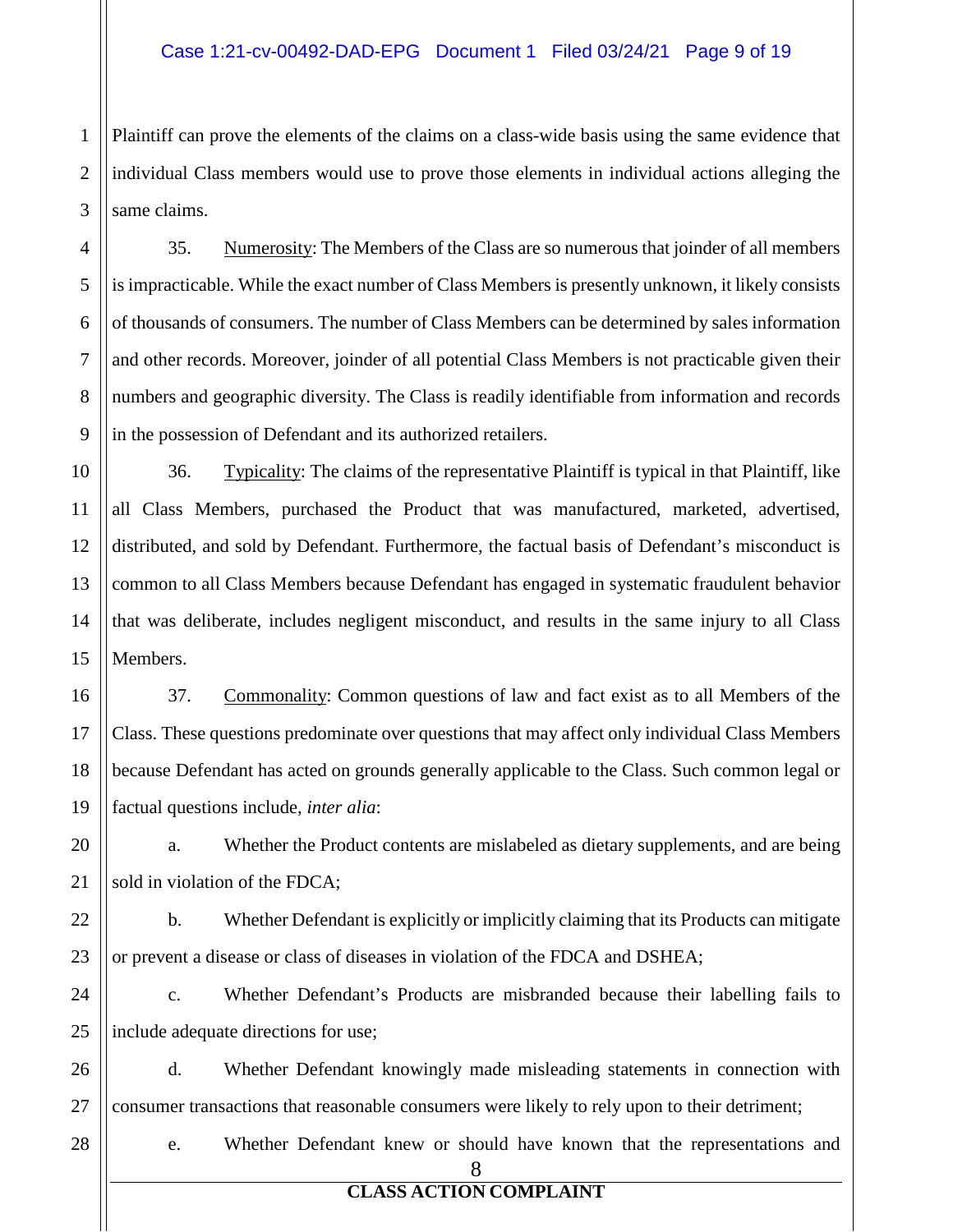Plaintiff can prove the elements of the claims on a class-wide basis using the same evidence that individual Class members would use to prove those elements in individual actions alleging the same claims.

35. Numerosity: The Members of the Class are so numerous that joinder of all members is impracticable. While the exact number of Class Members is presently unknown, it likely consists of thousands of consumers. The number of Class Members can be determined by sales information and other records. Moreover, joinder of all potential Class Members is not practicable given their numbers and geographic diversity. The Class is readily identifiable from information and records in the possession of Defendant and its authorized retailers.

36. Typicality: The claims of the representative Plaintiff is typical in that Plaintiff, like all Class Members, purchased the Product that was manufactured, marketed, advertised, distributed, and sold by Defendant. Furthermore, the factual basis of Defendant's misconduct is common to all Class Members because Defendant has engaged in systematic fraudulent behavior that was deliberate, includes negligent misconduct, and results in the same injury to all Class Members.

37. Commonality: Common questions of law and fact exist as to all Members of the Class. These questions predominate over questions that may affect only individual Class Members because Defendant has acted on grounds generally applicable to the Class. Such common legal or factual questions include, *inter alia*:

a. Whether the Product contents are mislabeled as dietary supplements, and are being sold in violation of the FDCA;

b. Whether Defendant is explicitly or implicitly claiming that its Products can mitigate or prevent a disease or class of diseases in violation of the FDCA and DSHEA;

c. Whether Defendant's Products are misbranded because their labelling fails to include adequate directions for use;

d. Whether Defendant knowingly made misleading statements in connection with consumer transactions that reasonable consumers were likely to rely upon to their detriment;

e. Whether Defendant knew or should have known that the representations and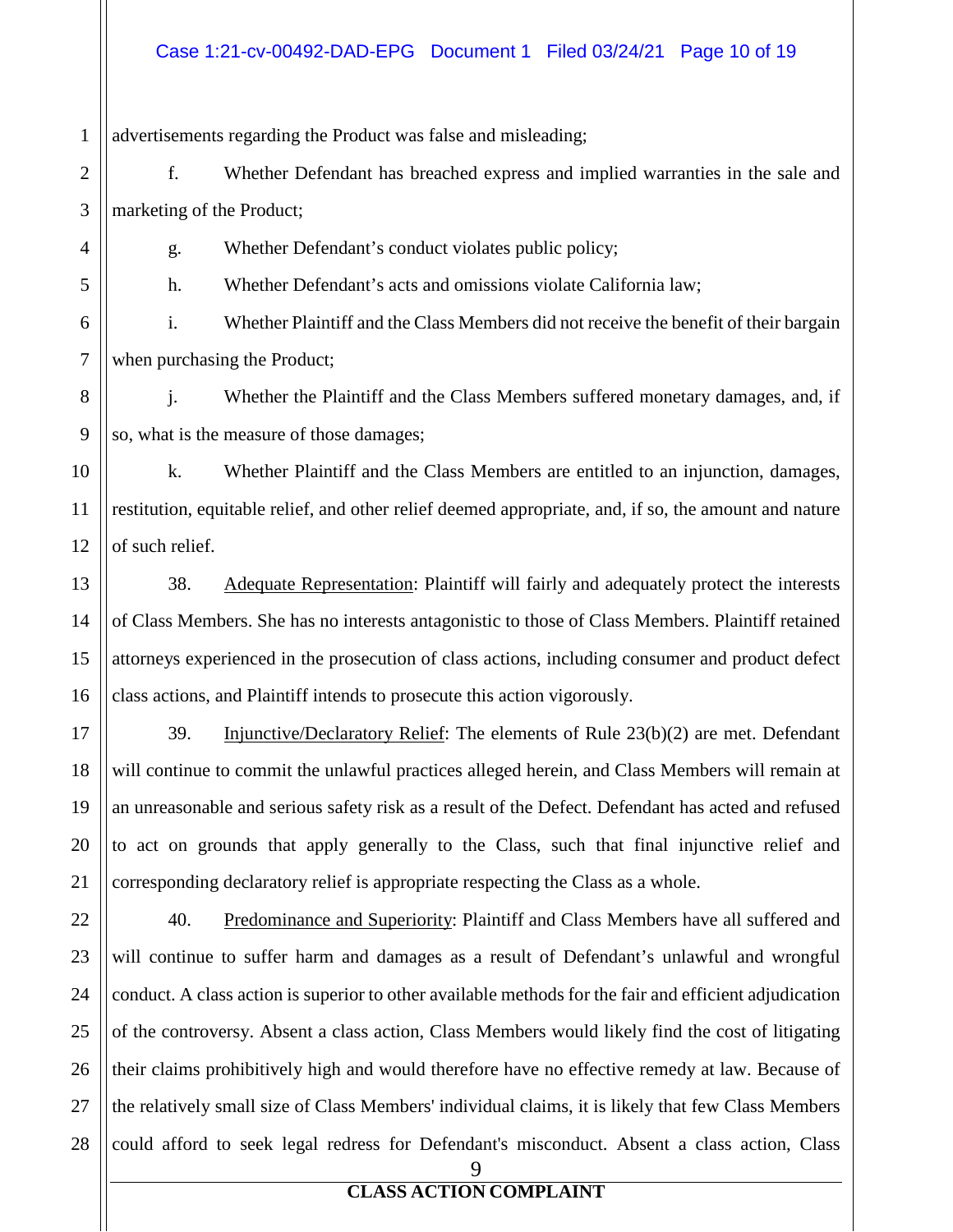advertisements regarding the Product was false and misleading;

f. Whether Defendant has breached express and implied warranties in the sale and marketing of the Product;

g. Whether Defendant's conduct violates public policy;

h. Whether Defendant's acts and omissions violate California law;

i. Whether Plaintiff and the Class Members did not receive the benefit of their bargain when purchasing the Product;

j. Whether the Plaintiff and the Class Members suffered monetary damages, and, if so, what is the measure of those damages;

k. Whether Plaintiff and the Class Members are entitled to an injunction, damages, restitution, equitable relief, and other relief deemed appropriate, and, if so, the amount and nature of such relief.

38. Adequate Representation: Plaintiff will fairly and adequately protect the interests of Class Members. She has no interests antagonistic to those of Class Members. Plaintiff retained attorneys experienced in the prosecution of class actions, including consumer and product defect class actions, and Plaintiff intends to prosecute this action vigorously.

39. Injunctive/Declaratory Relief: The elements of Rule 23(b)(2) are met. Defendant will continue to commit the unlawful practices alleged herein, and Class Members will remain at an unreasonable and serious safety risk as a result of the Defect. Defendant has acted and refused to act on grounds that apply generally to the Class, such that final injunctive relief and corresponding declaratory relief is appropriate respecting the Class as a whole.

40. Predominance and Superiority: Plaintiff and Class Members have all suffered and will continue to suffer harm and damages as a result of Defendant's unlawful and wrongful conduct. A class action is superior to other available methods for the fair and efficient adjudication of the controversy. Absent a class action, Class Members would likely find the cost of litigating their claims prohibitively high and would therefore have no effective remedy at law. Because of the relatively small size of Class Members' individual claims, it is likely that few Class Members could afford to seek legal redress for Defendant's misconduct. Absent a class action, Class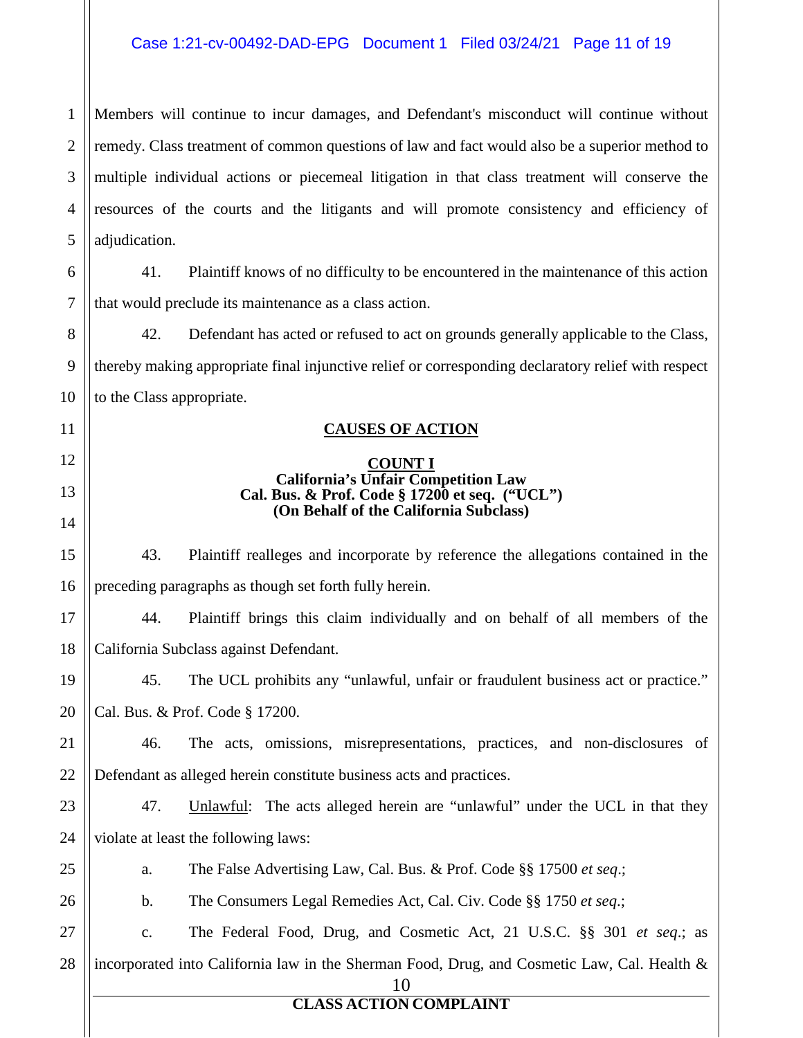Members will continue to incur damages, and Defendant's misconduct will continue without remedy. Class treatment of common questions of law and fact would also be a superior method to multiple individual actions or piecemeal litigation in that class treatment will conserve the resources of the courts and the litigants and will promote consistency and efficiency of adjudication.

41. Plaintiff knows of no difficulty to be encountered in the maintenance of this action that would preclude its maintenance as a class action.

42. Defendant has acted or refused to act on grounds generally applicable to the Class, thereby making appropriate final injunctive relief or corresponding declaratory relief with respect to the Class appropriate.

## CAUSES OF ACTION

### COUNT I
### California's Unfair Competition Law
### Cal. Bus. & Prof. Code § 17200 et seq. ("UCL")
### (On Behalf of the California Subclass)

43. Plaintiff realleges and incorporate by reference the allegations contained in the preceding paragraphs as though set forth fully herein.

44. Plaintiff brings this claim individually and on behalf of all members of the California Subclass against Defendant.

45. The UCL prohibits any "unlawful, unfair or fraudulent business act or practice." Cal. Bus. & Prof. Code § 17200.

46. The acts, omissions, misrepresentations, practices, and non-disclosures of Defendant as alleged herein constitute business acts and practices.

47. Unlawful: The acts alleged herein are "unlawful" under the UCL in that they violate at least the following laws:

a. The False Advertising Law, Cal. Bus. & Prof. Code §§ 17500 *et seq*.;

b. The Consumers Legal Remedies Act, Cal. Civ. Code §§ 1750 *et seq*.;

c. The Federal Food, Drug, and Cosmetic Act, 21 U.S.C. §§ 301 *et seq*.; as incorporated into California law in the Sherman Food, Drug, and Cosmetic Law, Cal. Health &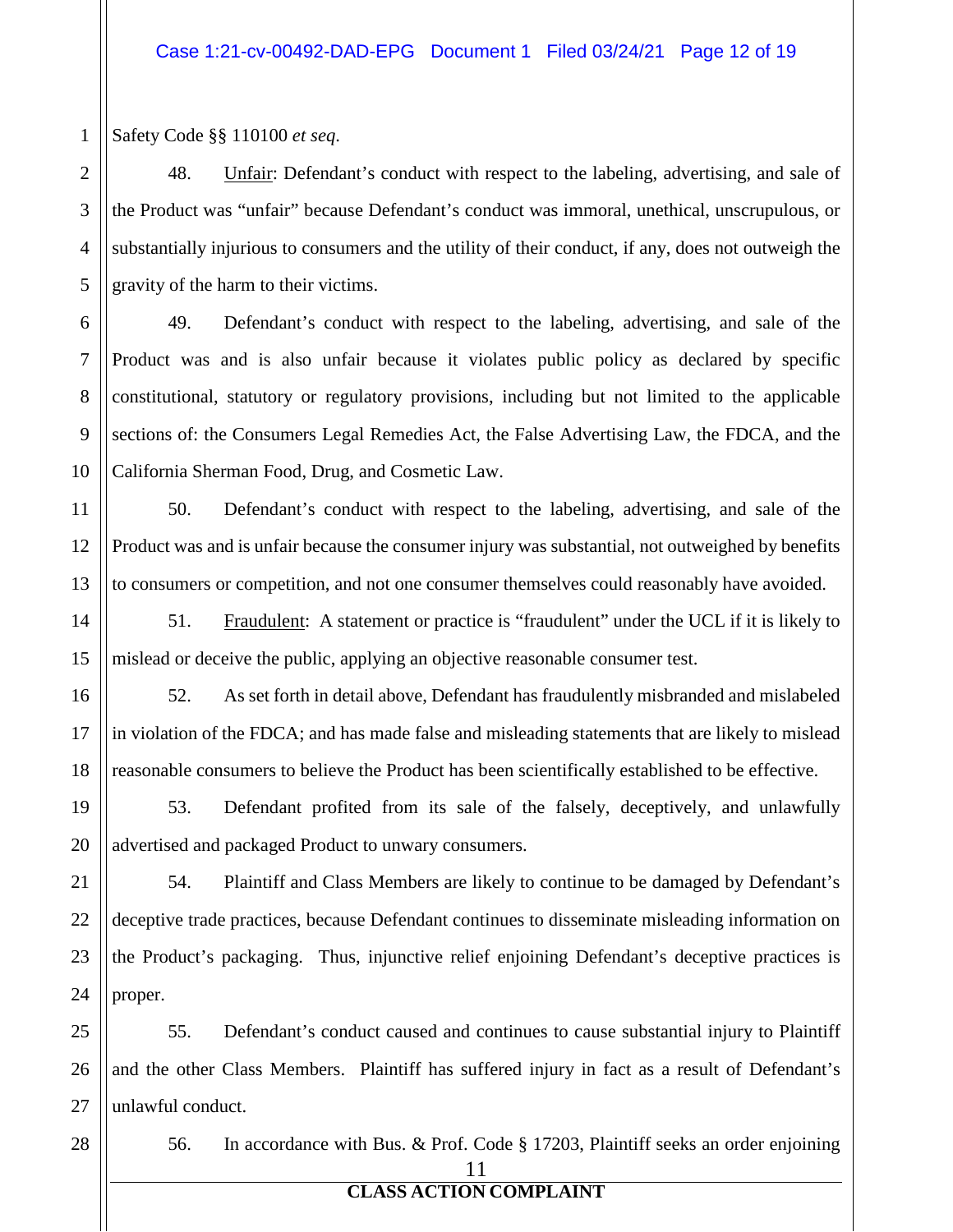Safety Code §§ 110100 *et seq.*

48. Unfair: Defendant's conduct with respect to the labeling, advertising, and sale of the Product was "unfair" because Defendant's conduct was immoral, unethical, unscrupulous, or substantially injurious to consumers and the utility of their conduct, if any, does not outweigh the gravity of the harm to their victims.

49. Defendant's conduct with respect to the labeling, advertising, and sale of the Product was and is also unfair because it violates public policy as declared by specific constitutional, statutory or regulatory provisions, including but not limited to the applicable sections of: the Consumers Legal Remedies Act, the False Advertising Law, the FDCA, and the California Sherman Food, Drug, and Cosmetic Law.

50. Defendant's conduct with respect to the labeling, advertising, and sale of the Product was and is unfair because the consumer injury was substantial, not outweighed by benefits to consumers or competition, and not one consumer themselves could reasonably have avoided.

51. Fraudulent: A statement or practice is "fraudulent" under the UCL if it is likely to mislead or deceive the public, applying an objective reasonable consumer test.

52. As set forth in detail above, Defendant has fraudulently misbranded and mislabeled in violation of the FDCA; and has made false and misleading statements that are likely to mislead reasonable consumers to believe the Product has been scientifically established to be effective.

53. Defendant profited from its sale of the falsely, deceptively, and unlawfully advertised and packaged Product to unwary consumers.

54. Plaintiff and Class Members are likely to continue to be damaged by Defendant's deceptive trade practices, because Defendant continues to disseminate misleading information on the Product's packaging. Thus, injunctive relief enjoining Defendant's deceptive practices is proper.

55. Defendant's conduct caused and continues to cause substantial injury to Plaintiff and the other Class Members. Plaintiff has suffered injury in fact as a result of Defendant's unlawful conduct.

56. In accordance with Bus. & Prof. Code § 17203, Plaintiff seeks an order enjoining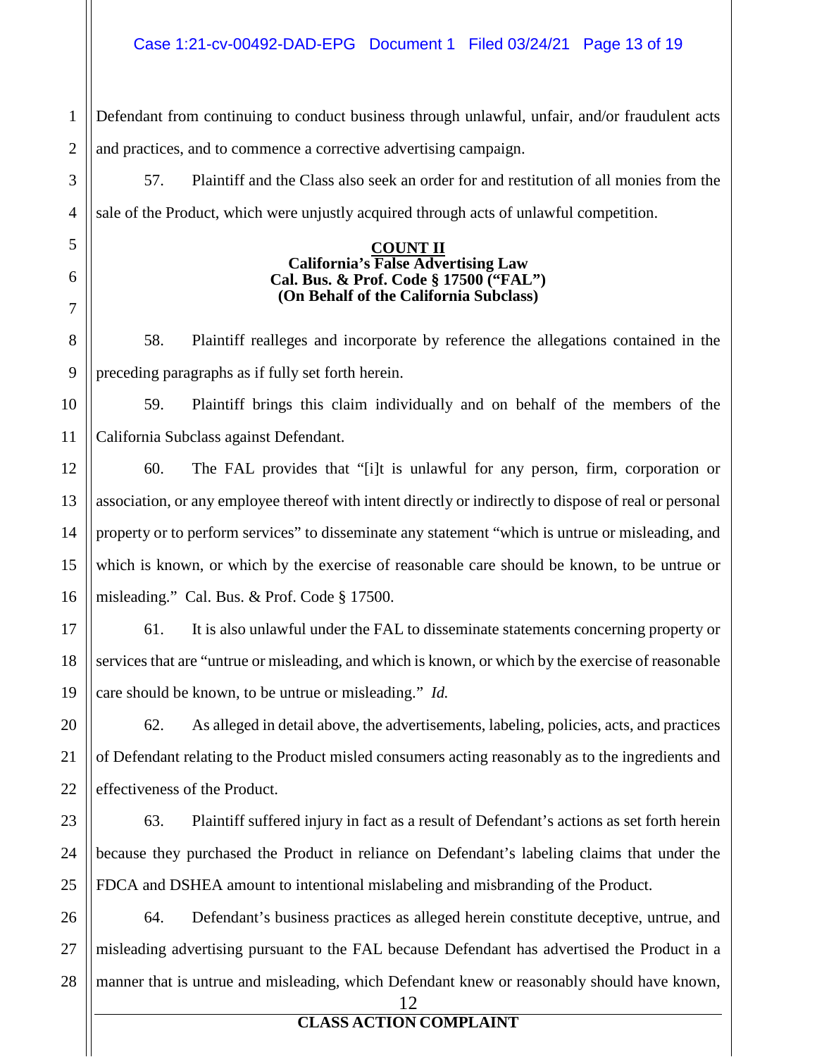Defendant from continuing to conduct business through unlawful, unfair, and/or fraudulent acts and practices, and to commence a corrective advertising campaign.

57. Plaintiff and the Class also seek an order for and restitution of all monies from the sale of the Product, which were unjustly acquired through acts of unlawful competition.

**COUNT II**
**California's False Advertising Law**
**Cal. Bus. & Prof. Code § 17500 ("FAL")**
**(On Behalf of the California Subclass)**

58. Plaintiff realleges and incorporate by reference the allegations contained in the preceding paragraphs as if fully set forth herein.

59. Plaintiff brings this claim individually and on behalf of the members of the California Subclass against Defendant.

60. The FAL provides that "[i]t is unlawful for any person, firm, corporation or association, or any employee thereof with intent directly or indirectly to dispose of real or personal property or to perform services" to disseminate any statement "which is untrue or misleading, and which is known, or which by the exercise of reasonable care should be known, to be untrue or misleading." Cal. Bus. & Prof. Code § 17500.

61. It is also unlawful under the FAL to disseminate statements concerning property or services that are "untrue or misleading, and which is known, or which by the exercise of reasonable care should be known, to be untrue or misleading." *Id.*

62. As alleged in detail above, the advertisements, labeling, policies, acts, and practices of Defendant relating to the Product misled consumers acting reasonably as to the ingredients and effectiveness of the Product.

63. Plaintiff suffered injury in fact as a result of Defendant's actions as set forth herein because they purchased the Product in reliance on Defendant's labeling claims that under the FDCA and DSHEA amount to intentional mislabeling and misbranding of the Product.

64. Defendant's business practices as alleged herein constitute deceptive, untrue, and misleading advertising pursuant to the FAL because Defendant has advertised the Product in a manner that is untrue and misleading, which Defendant knew or reasonably should have known,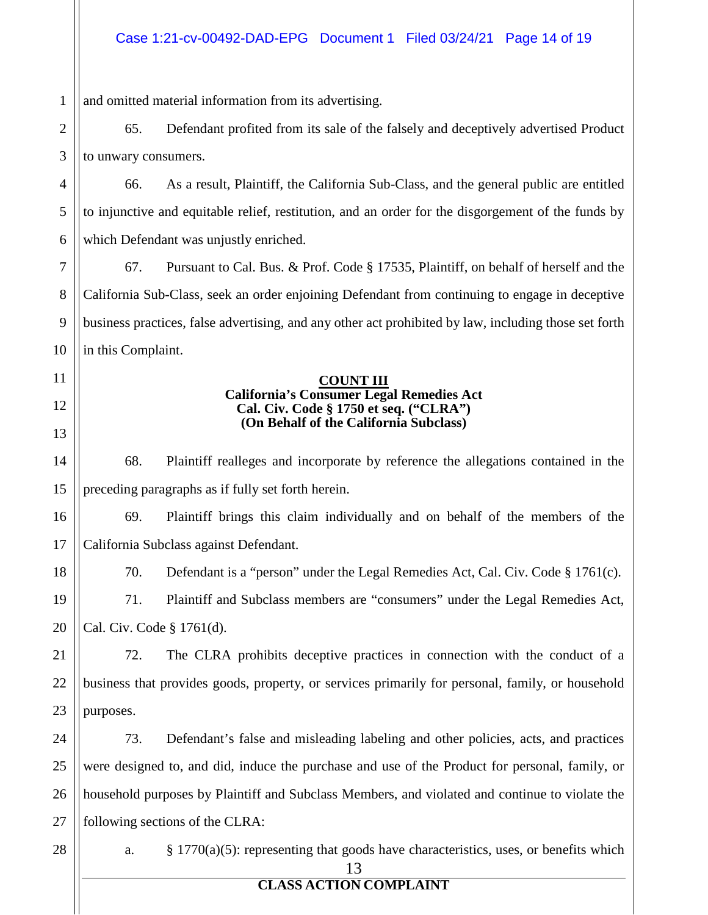and omitted material information from its advertising.

65. Defendant profited from its sale of the falsely and deceptively advertised Product to unwary consumers.

66. As a result, Plaintiff, the California Sub-Class, and the general public are entitled to injunctive and equitable relief, restitution, and an order for the disgorgement of the funds by which Defendant was unjustly enriched.

67. Pursuant to Cal. Bus. & Prof. Code § 17535, Plaintiff, on behalf of herself and the California Sub-Class, seek an order enjoining Defendant from continuing to engage in deceptive business practices, false advertising, and any other act prohibited by law, including those set forth in this Complaint.

## COUNT III
**California's Consumer Legal Remedies Act**
**Cal. Civ. Code § 1750 et seq. ("CLRA")**
**(On Behalf of the California Subclass)**

68. Plaintiff realleges and incorporate by reference the allegations contained in the preceding paragraphs as if fully set forth herein.

69. Plaintiff brings this claim individually and on behalf of the members of the California Subclass against Defendant.

70. Defendant is a "person" under the Legal Remedies Act, Cal. Civ. Code § 1761(c).

71. Plaintiff and Subclass members are "consumers" under the Legal Remedies Act, Cal. Civ. Code § 1761(d).

72. The CLRA prohibits deceptive practices in connection with the conduct of a business that provides goods, property, or services primarily for personal, family, or household purposes.

73. Defendant's false and misleading labeling and other policies, acts, and practices were designed to, and did, induce the purchase and use of the Product for personal, family, or household purposes by Plaintiff and Subclass Members, and violated and continue to violate the following sections of the CLRA:

a. § 1770(a)(5): representing that goods have characteristics, uses, or benefits which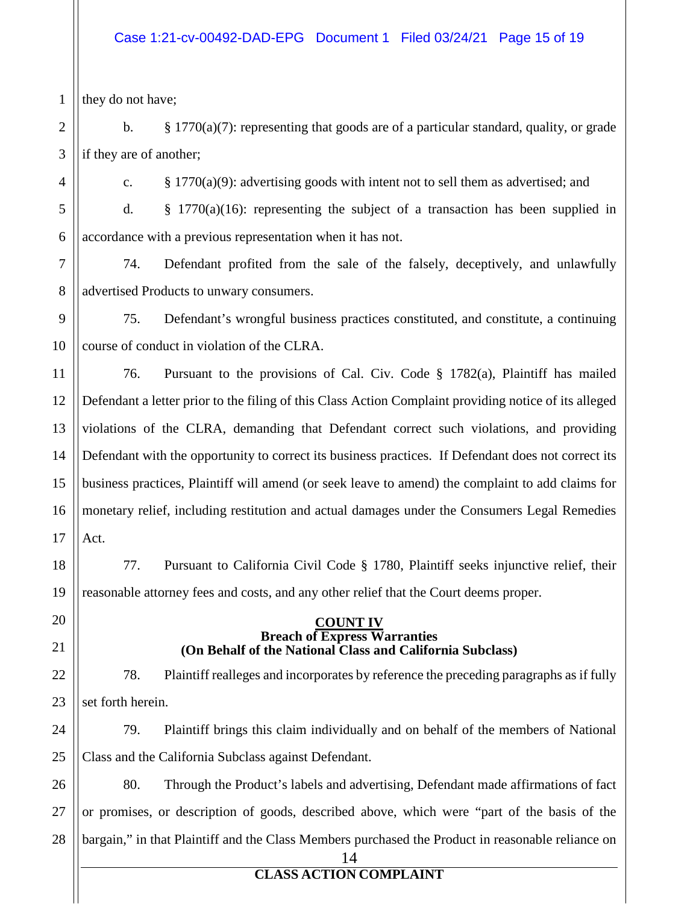they do not have;

b. § 1770(a)(7): representing that goods are of a particular standard, quality, or grade if they are of another;

c. § 1770(a)(9): advertising goods with intent not to sell them as advertised; and

d. § 1770(a)(16): representing the subject of a transaction has been supplied in accordance with a previous representation when it has not.

74. Defendant profited from the sale of the falsely, deceptively, and unlawfully advertised Products to unwary consumers.

75. Defendant's wrongful business practices constituted, and constitute, a continuing course of conduct in violation of the CLRA.

76. Pursuant to the provisions of Cal. Civ. Code § 1782(a), Plaintiff has mailed Defendant a letter prior to the filing of this Class Action Complaint providing notice of its alleged violations of the CLRA, demanding that Defendant correct such violations, and providing Defendant with the opportunity to correct its business practices. If Defendant does not correct its business practices, Plaintiff will amend (or seek leave to amend) the complaint to add claims for monetary relief, including restitution and actual damages under the Consumers Legal Remedies Act.

77. Pursuant to California Civil Code § 1780, Plaintiff seeks injunctive relief, their reasonable attorney fees and costs, and any other relief that the Court deems proper.

**COUNT IV**
**Breach of Express Warranties**
**(On Behalf of the National Class and California Subclass)**

78. Plaintiff realleges and incorporates by reference the preceding paragraphs as if fully set forth herein.

79. Plaintiff brings this claim individually and on behalf of the members of National Class and the California Subclass against Defendant.

80. Through the Product's labels and advertising, Defendant made affirmations of fact or promises, or description of goods, described above, which were "part of the basis of the bargain," in that Plaintiff and the Class Members purchased the Product in reasonable reliance on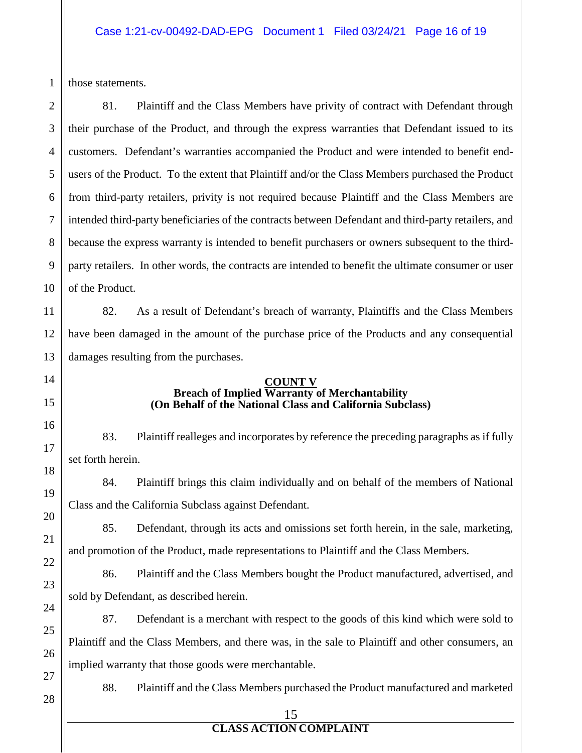those statements.

81. Plaintiff and the Class Members have privity of contract with Defendant through their purchase of the Product, and through the express warranties that Defendant issued to its customers. Defendant's warranties accompanied the Product and were intended to benefit end-users of the Product. To the extent that Plaintiff and/or the Class Members purchased the Product from third-party retailers, privity is not required because Plaintiff and the Class Members are intended third-party beneficiaries of the contracts between Defendant and third-party retailers, and because the express warranty is intended to benefit purchasers or owners subsequent to the third-party retailers. In other words, the contracts are intended to benefit the ultimate consumer or user of the Product.

82. As a result of Defendant's breach of warranty, Plaintiffs and the Class Members have been damaged in the amount of the purchase price of the Products and any consequential damages resulting from the purchases.

**COUNT V**
**Breach of Implied Warranty of Merchantability**
**(On Behalf of the National Class and California Subclass)**

83. Plaintiff realleges and incorporates by reference the preceding paragraphs as if fully set forth herein.

84. Plaintiff brings this claim individually and on behalf of the members of National Class and the California Subclass against Defendant.

85. Defendant, through its acts and omissions set forth herein, in the sale, marketing, and promotion of the Product, made representations to Plaintiff and the Class Members.

86. Plaintiff and the Class Members bought the Product manufactured, advertised, and sold by Defendant, as described herein.

87. Defendant is a merchant with respect to the goods of this kind which were sold to Plaintiff and the Class Members, and there was, in the sale to Plaintiff and other consumers, an implied warranty that those goods were merchantable.

88. Plaintiff and the Class Members purchased the Product manufactured and marketed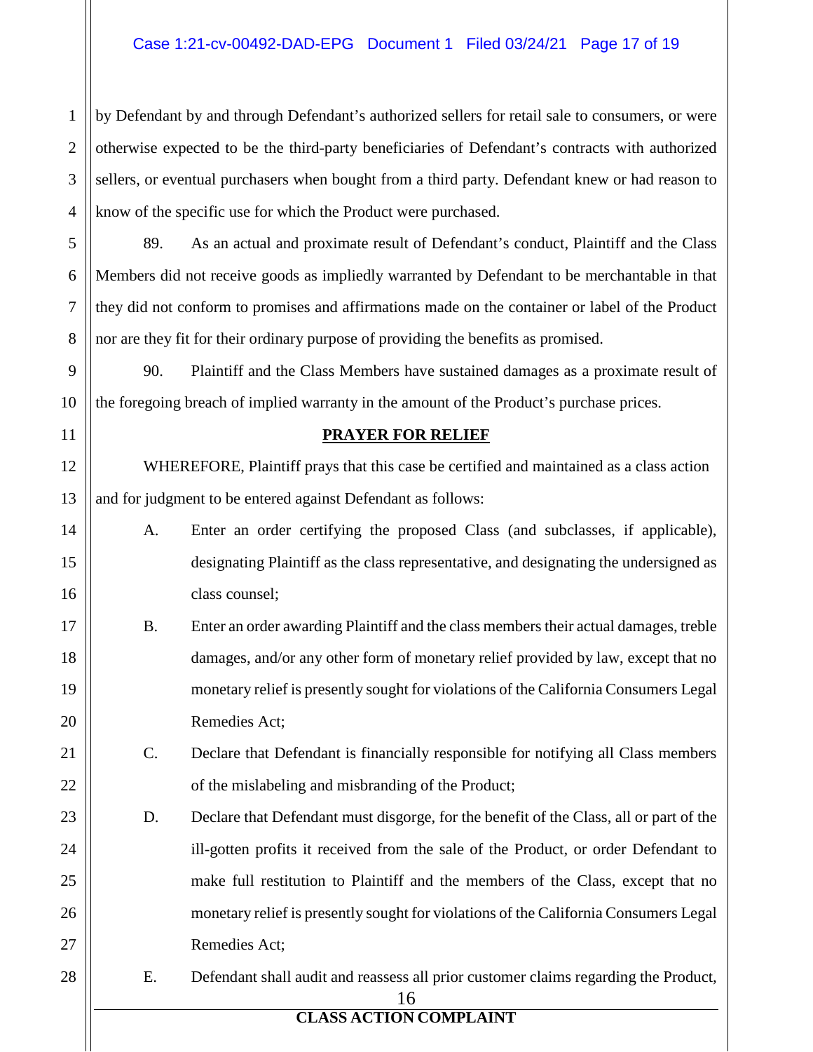by Defendant by and through Defendant's authorized sellers for retail sale to consumers, or were otherwise expected to be the third-party beneficiaries of Defendant's contracts with authorized sellers, or eventual purchasers when bought from a third party. Defendant knew or had reason to know of the specific use for which the Product were purchased.

89. As an actual and proximate result of Defendant's conduct, Plaintiff and the Class Members did not receive goods as impliedly warranted by Defendant to be merchantable in that they did not conform to promises and affirmations made on the container or label of the Product nor are they fit for their ordinary purpose of providing the benefits as promised.

90. Plaintiff and the Class Members have sustained damages as a proximate result of the foregoing breach of implied warranty in the amount of the Product's purchase prices.

## PRAYER FOR RELIEF

WHEREFORE, Plaintiff prays that this case be certified and maintained as a class action and for judgment to be entered against Defendant as follows:

A. Enter an order certifying the proposed Class (and subclasses, if applicable), designating Plaintiff as the class representative, and designating the undersigned as class counsel;

B. Enter an order awarding Plaintiff and the class members their actual damages, treble damages, and/or any other form of monetary relief provided by law, except that no monetary relief is presently sought for violations of the California Consumers Legal Remedies Act;

C. Declare that Defendant is financially responsible for notifying all Class members of the mislabeling and misbranding of the Product;

D. Declare that Defendant must disgorge, for the benefit of the Class, all or part of the ill-gotten profits it received from the sale of the Product, or order Defendant to make full restitution to Plaintiff and the members of the Class, except that no monetary relief is presently sought for violations of the California Consumers Legal Remedies Act;

E. Defendant shall audit and reassess all prior customer claims regarding the Product,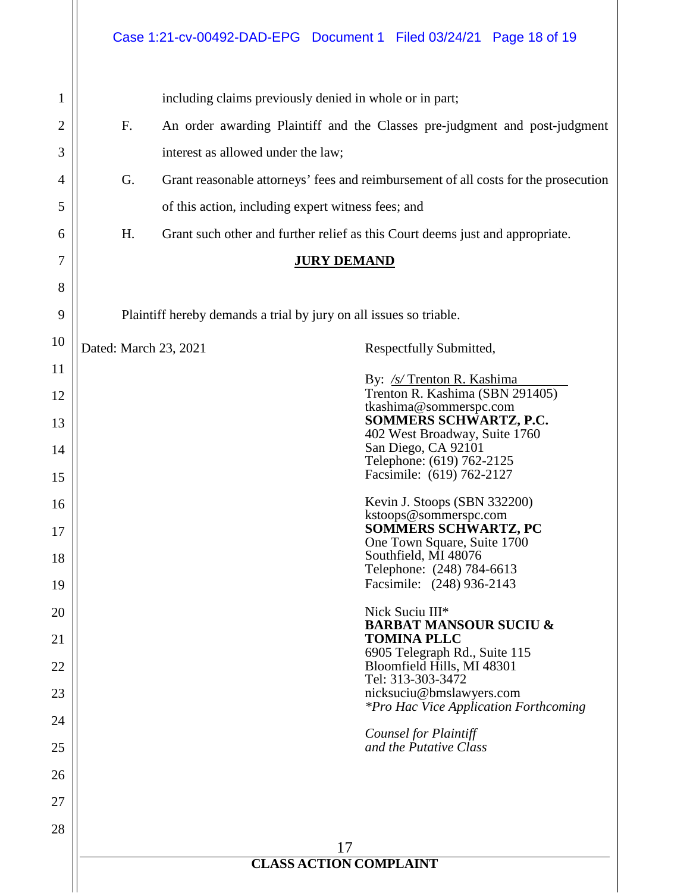including claims previously denied in whole or in part;

F. An order awarding Plaintiff and the Classes pre-judgment and post-judgment interest as allowed under the law;

G. Grant reasonable attorneys' fees and reimbursement of all costs for the prosecution of this action, including expert witness fees; and

H. Grant such other and further relief as this Court deems just and appropriate.

## JURY DEMAND

Plaintiff hereby demands a trial by jury on all issues so triable.

Dated: March 23, 2021

Respectfully Submitted,

By: */s/* Trenton R. Kashima
Trenton R. Kashima (SBN 291405)
tkashima@sommerspc.com
**SOMMERS SCHWARTZ, P.C.**
402 West Broadway, Suite 1760
San Diego, CA 92101
Telephone: (619) 762-2125
Facsimile: (619) 762-2127

Kevin J. Stoops (SBN 332200)
kstoops@sommerspc.com
**SOMMERS SCHWARTZ, PC**
One Town Square, Suite 1700
Southfield, MI 48076
Telephone: (248) 784-6613
Facsimile: (248) 936-2143

Nick Suciu III*
**BARBAT MANSOUR SUCIU & TOMINA PLLC**
6905 Telegraph Rd., Suite 115
Bloomfield Hills, MI 48301
Tel: 313-303-3472
nicksuciu@bmslawyers.com
*\*Pro Hac Vice Application Forthcoming*

*Counsel for Plaintiff and the Putative Class*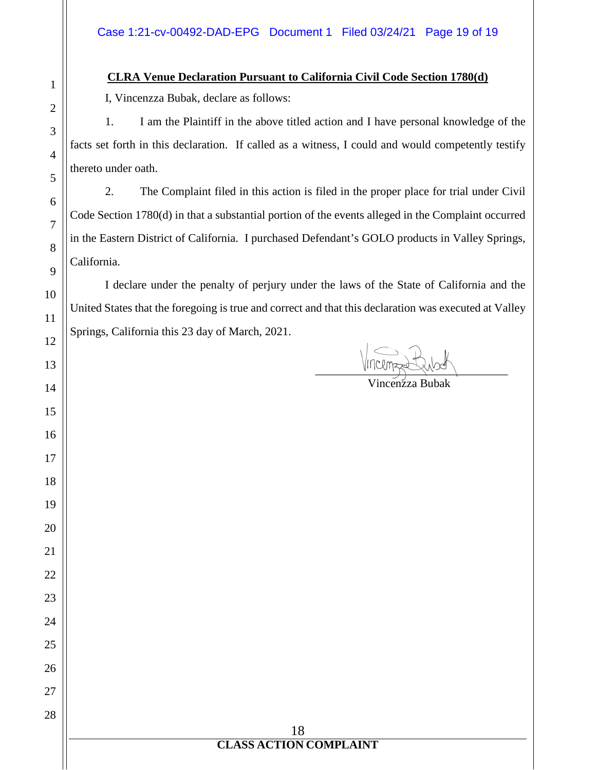**CLRA Venue Declaration Pursuant to California Civil Code Section 1780(d)**

I, Vincenzza Bubak, declare as follows:

1. I am the Plaintiff in the above titled action and I have personal knowledge of the facts set forth in this declaration. If called as a witness, I could and would competently testify thereto under oath.

2. The Complaint filed in this action is filed in the proper place for trial under Civil Code Section 1780(d) in that a substantial portion of the events alleged in the Complaint occurred in the Eastern District of California. I purchased Defendant's GOLO products in Valley Springs, California.

I declare under the penalty of perjury under the laws of the State of California and the United States that the foregoing is true and correct and that this declaration was executed at Valley Springs, California this 23 day of March, 2021.

Vincenzza Bubak

CLASS ACTION COMPLAINT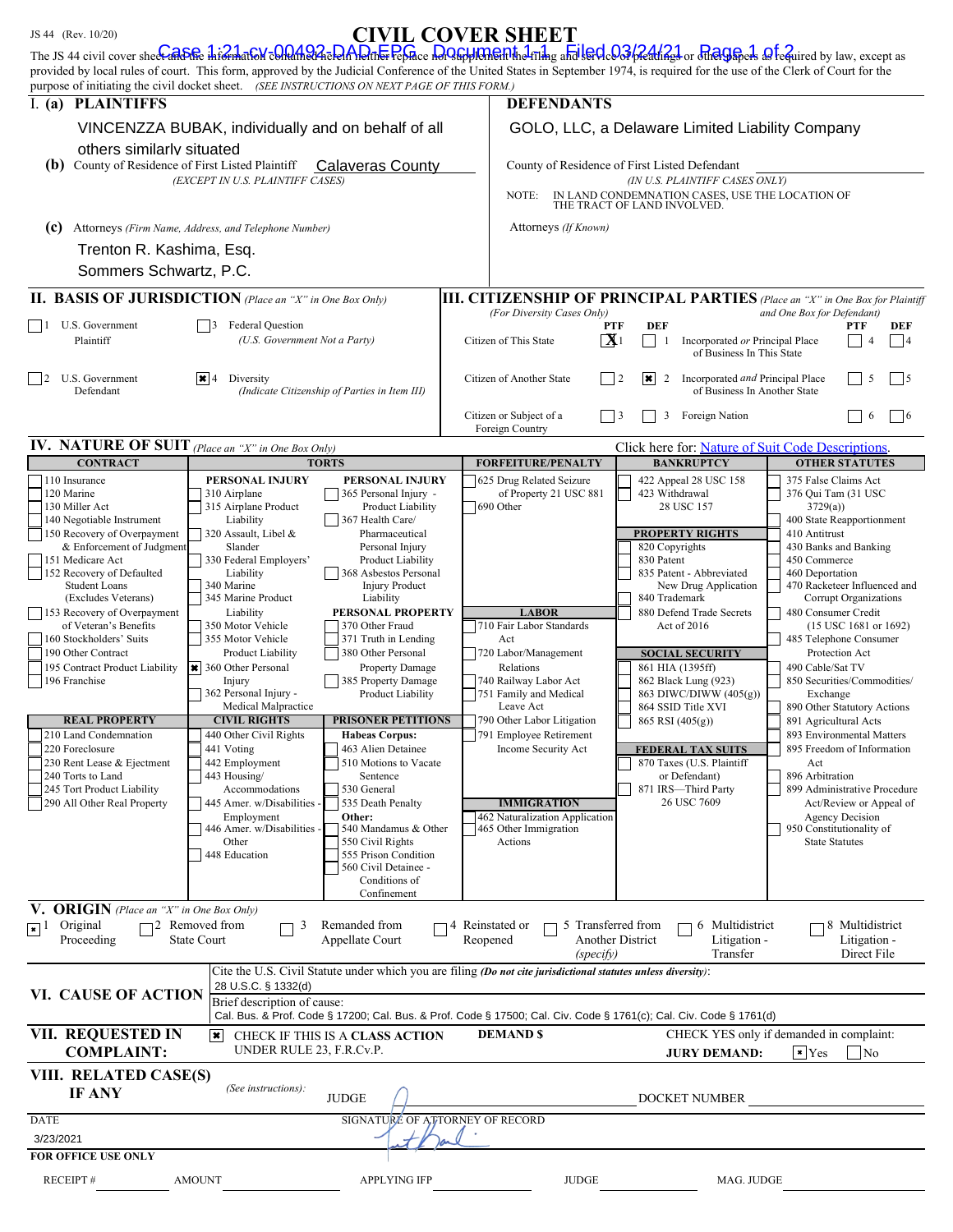JS 44 (Rev. 10/20)

# CIVIL COVER SHEET

The JS 44 civil cover sheet and the information contained herein neither replace nor supplement the filing and service of pleadings or other papers as required by law, except as provided by local rules of court. This form, approved by the Judicial Conference of the United States in September 1974, is required for the use of the Clerk of Court for the purpose of initiating the civil docket sheet. *(SEE INSTRUCTIONS ON NEXT PAGE OF THIS FORM.)*

## I. (a) PLAINTIFFS

VINCENZZA BUBAK, individually and on behalf of all others similarly situated

**(b)** County of Residence of First Listed Plaintiff: Calaveras County
*(EXCEPT IN U.S. PLAINTIFF CASES)*

**(c)** Attorneys *(Firm Name, Address, and Telephone Number)*
Trenton R. Kashima, Esq.
Sommers Schwartz, P.C.

## DEFENDANTS

GOLO, LLC, a Delaware Limited Liability Company

County of Residence of First Listed Defendant
*(IN U.S. PLAINTIFF CASES ONLY)*
NOTE: IN LAND CONDEMNATION CASES, USE THE LOCATION OF THE TRACT OF LAND INVOLVED.

Attorneys *(If Known)*

## II. BASIS OF JURISDICTION *(Place an "X" in One Box Only)*

- [ ] 1 U.S. Government Plaintiff
- [ ] 3 Federal Question *(U.S. Government Not a Party)*
- [ ] 2 U.S. Government Defendant
- [x] 4 Diversity *(Indicate Citizenship of Parties in Item III)*

## III. CITIZENSHIP OF PRINCIPAL PARTIES *(Place an "X" in One Box for Plaintiff and One Box for Defendant)* *(For Diversity Cases Only)*

| | PTF | DEF | | PTF | DEF |
|---|---|---|---|---|---|
| Citizen of This State | [x] 1 | [ ] 1 | Incorporated *or* Principal Place of Business In This State | [ ] 4 | [ ] 4 |
| Citizen of Another State | [ ] 2 | [x] 2 | Incorporated *and* Principal Place of Business In Another State | [ ] 5 | [ ] 5 |
| Citizen or Subject of a Foreign Country | [ ] 3 | [ ] 3 | Foreign Nation | [ ] 6 | [ ] 6 |

## IV. NATURE OF SUIT *(Place an "X" in One Box Only)*

Click here for: Nature of Suit Code Descriptions.

**CONTRACT**
- [ ] 110 Insurance
- [ ] 120 Marine
- [ ] 130 Miller Act
- [ ] 140 Negotiable Instrument
- [ ] 150 Recovery of Overpayment & Enforcement of Judgment
- [ ] 151 Medicare Act
- [ ] 152 Recovery of Defaulted Student Loans (Excludes Veterans)
- [ ] 153 Recovery of Overpayment of Veteran's Benefits
- [ ] 160 Stockholders' Suits
- [ ] 190 Other Contract
- [ ] 195 Contract Product Liability
- [ ] 196 Franchise

**REAL PROPERTY**
- [ ] 210 Land Condemnation
- [ ] 220 Foreclosure
- [ ] 230 Rent Lease & Ejectment
- [ ] 240 Torts to Land
- [ ] 245 Tort Product Liability
- [ ] 290 All Other Real Property

**TORTS — PERSONAL INJURY**
- [ ] 310 Airplane
- [ ] 315 Airplane Product Liability
- [ ] 320 Assault, Libel & Slander
- [ ] 330 Federal Employers' Liability
- [ ] 340 Marine
- [ ] 345 Marine Product Liability
- [ ] 350 Motor Vehicle
- [ ] 355 Motor Vehicle Product Liability
- [x] 360 Other Personal Injury
- [ ] 362 Personal Injury - Medical Malpractice

**TORTS — PERSONAL INJURY**
- [ ] 365 Personal Injury - Product Liability
- [ ] 367 Health Care/ Pharmaceutical Personal Injury Product Liability
- [ ] 368 Asbestos Personal Injury Product Liability

**PERSONAL PROPERTY**
- [ ] 370 Other Fraud
- [ ] 371 Truth in Lending
- [ ] 380 Other Personal Property Damage
- [ ] 385 Property Damage Product Liability

**CIVIL RIGHTS**
- [ ] 440 Other Civil Rights
- [ ] 441 Voting
- [ ] 442 Employment
- [ ] 443 Housing/ Accommodations
- [ ] 445 Amer. w/Disabilities - Employment
- [ ] 446 Amer. w/Disabilities - Other
- [ ] 448 Education

**PRISONER PETITIONS**
Habeas Corpus:
- [ ] 463 Alien Detainee
- [ ] 510 Motions to Vacate Sentence
- [ ] 530 General
- [ ] 535 Death Penalty

Other:
- [ ] 540 Mandamus & Other
- [ ] 550 Civil Rights
- [ ] 555 Prison Condition
- [ ] 560 Civil Detainee - Conditions of Confinement

**FORFEITURE/PENALTY**
- [ ] 625 Drug Related Seizure of Property 21 USC 881
- [ ] 690 Other

**LABOR**
- [ ] 710 Fair Labor Standards Act
- [ ] 720 Labor/Management Relations
- [ ] 740 Railway Labor Act
- [ ] 751 Family and Medical Leave Act
- [ ] 790 Other Labor Litigation
- [ ] 791 Employee Retirement Income Security Act

**IMMIGRATION**
- [ ] 462 Naturalization Application
- [ ] 465 Other Immigration Actions

**BANKRUPTCY**
- [ ] 422 Appeal 28 USC 158
- [ ] 423 Withdrawal 28 USC 157

**PROPERTY RIGHTS**
- [ ] 820 Copyrights
- [ ] 830 Patent
- [ ] 835 Patent - Abbreviated New Drug Application
- [ ] 840 Trademark
- [ ] 880 Defend Trade Secrets Act of 2016

**SOCIAL SECURITY**
- [ ] 861 HIA (1395ff)
- [ ] 862 Black Lung (923)
- [ ] 863 DIWC/DIWW (405(g))
- [ ] 864 SSID Title XVI
- [ ] 865 RSI (405(g))

**FEDERAL TAX SUITS**
- [ ] 870 Taxes (U.S. Plaintiff or Defendant)
- [ ] 871 IRS—Third Party 26 USC 7609

**OTHER STATUTES**
- [ ] 375 False Claims Act
- [ ] 376 Qui Tam (31 USC 3729(a))
- [ ] 400 State Reapportionment
- [ ] 410 Antitrust
- [ ] 430 Banks and Banking
- [ ] 450 Commerce
- [ ] 460 Deportation
- [ ] 470 Racketeer Influenced and Corrupt Organizations
- [ ] 480 Consumer Credit (15 USC 1681 or 1692)
- [ ] 485 Telephone Consumer Protection Act
- [ ] 490 Cable/Sat TV
- [ ] 850 Securities/Commodities/ Exchange
- [ ] 890 Other Statutory Actions
- [ ] 891 Agricultural Acts
- [ ] 893 Environmental Matters
- [ ] 895 Freedom of Information Act
- [ ] 896 Arbitration
- [ ] 899 Administrative Procedure Act/Review or Appeal of Agency Decision
- [ ] 950 Constitutionality of State Statutes

## V. ORIGIN *(Place an "X" in One Box Only)*

- [x] 1 Original Proceeding
- [ ] 2 Removed from State Court
- [ ] 3 Remanded from Appellate Court
- [ ] 4 Reinstated or Reopened
- [ ] 5 Transferred from Another District *(specify)*
- [ ] 6 Multidistrict Litigation - Transfer
- [ ] 8 Multidistrict Litigation - Direct File

## VI. CAUSE OF ACTION

Cite the U.S. Civil Statute under which you are filing *(Do not cite jurisdictional statutes unless diversity)*:
28 U.S.C. § 1332(d)

Brief description of cause:
Cal. Bus. & Prof. Code § 17200; Cal. Bus. & Prof. Code § 17500; Cal. Civ. Code § 1761(c); Cal. Civ. Code § 1761(d)

## VII. REQUESTED IN COMPLAINT:

- [x] CHECK IF THIS IS A CLASS ACTION UNDER RULE 23, F.R.Cv.P.

DEMAND $

CHECK YES only if demanded in complaint:
JURY DEMAND: [x] Yes [ ] No

## VIII. RELATED CASE(S) IF ANY

*(See instructions):*
JUDGE
DOCKET NUMBER

DATE: 3/23/2021

SIGNATURE OF ATTORNEY OF RECORD

**FOR OFFICE USE ONLY**

RECEIPT # AMOUNT APPLYING IFP JUDGE MAG. JUDGE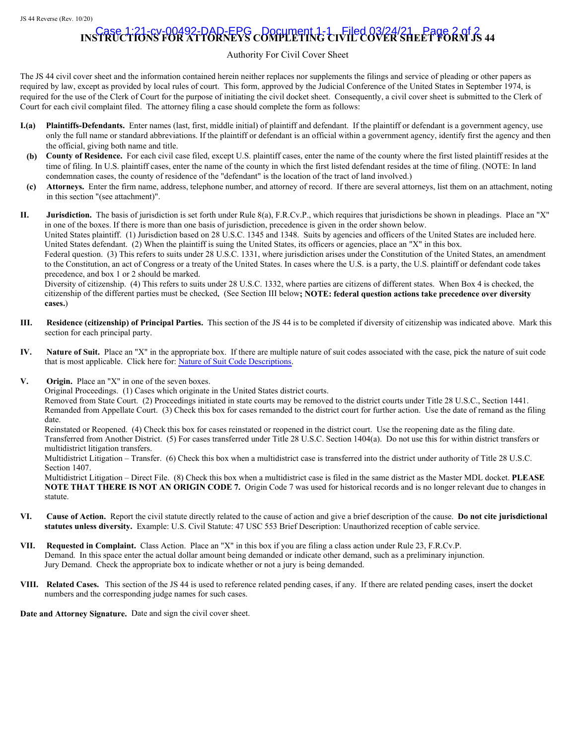# INSTRUCTIONS FOR ATTORNEYS COMPLETING CIVIL COVER SHEET FORM JS 44

Authority For Civil Cover Sheet

The JS 44 civil cover sheet and the information contained herein neither replaces nor supplements the filings and service of pleading or other papers as required by law, except as provided by local rules of court. This form, approved by the Judicial Conference of the United States in September 1974, is required for the use of the Clerk of Court for the purpose of initiating the civil docket sheet. Consequently, a civil cover sheet is submitted to the Clerk of Court for each civil complaint filed. The attorney filing a case should complete the form as follows:

**I.(a)** **Plaintiffs-Defendants.** Enter names (last, first, middle initial) of plaintiff and defendant. If the plaintiff or defendant is a government agency, use only the full name or standard abbreviations. If the plaintiff or defendant is an official within a government agency, identify first the agency and then the official, giving both name and title.

**(b)** **County of Residence.** For each civil case filed, except U.S. plaintiff cases, enter the name of the county where the first listed plaintiff resides at the time of filing. In U.S. plaintiff cases, enter the name of the county in which the first listed defendant resides at the time of filing. (NOTE: In land condemnation cases, the county of residence of the "defendant" is the location of the tract of land involved.)

**(c)** **Attorneys.** Enter the firm name, address, telephone number, and attorney of record. If there are several attorneys, list them on an attachment, noting in this section "(see attachment)".

**II.** **Jurisdiction.** The basis of jurisdiction is set forth under Rule 8(a), F.R.Cv.P., which requires that jurisdictions be shown in pleadings. Place an "X" in one of the boxes. If there is more than one basis of jurisdiction, precedence is given in the order shown below.
United States plaintiff. (1) Jurisdiction based on 28 U.S.C. 1345 and 1348. Suits by agencies and officers of the United States are included here.
United States defendant. (2) When the plaintiff is suing the United States, its officers or agencies, place an "X" in this box.
Federal question. (3) This refers to suits under 28 U.S.C. 1331, where jurisdiction arises under the Constitution of the United States, an amendment to the Constitution, an act of Congress or a treaty of the United States. In cases where the U.S. is a party, the U.S. plaintiff or defendant code takes precedence, and box 1 or 2 should be marked.
Diversity of citizenship. (4) This refers to suits under 28 U.S.C. 1332, where parties are citizens of different states. When Box 4 is checked, the citizenship of the different parties must be checked**.** (See Section III below**; NOTE: federal question actions take precedence over diversity cases.**)

**III.** **Residence (citizenship) of Principal Parties.** This section of the JS 44 is to be completed if diversity of citizenship was indicated above. Mark this section for each principal party.

**IV.** **Nature of Suit.** Place an "X" in the appropriate box. If there are multiple nature of suit codes associated with the case, pick the nature of suit code that is most applicable. Click here for: Nature of Suit Code Descriptions.

**V.** **Origin.** Place an "X" in one of the seven boxes.
Original Proceedings. (1) Cases which originate in the United States district courts.
Removed from State Court. (2) Proceedings initiated in state courts may be removed to the district courts under Title 28 U.S.C., Section 1441.
Remanded from Appellate Court. (3) Check this box for cases remanded to the district court for further action. Use the date of remand as the filing date.
Reinstated or Reopened. (4) Check this box for cases reinstated or reopened in the district court. Use the reopening date as the filing date.
Transferred from Another District. (5) For cases transferred under Title 28 U.S.C. Section 1404(a). Do not use this for within district transfers or multidistrict litigation transfers.
Multidistrict Litigation – Transfer. (6) Check this box when a multidistrict case is transferred into the district under authority of Title 28 U.S.C. Section 1407.
Multidistrict Litigation – Direct File. (8) Check this box when a multidistrict case is filed in the same district as the Master MDL docket. **PLEASE NOTE THAT THERE IS NOT AN ORIGIN CODE 7.** Origin Code 7 was used for historical records and is no longer relevant due to changes in statute.

**VI.** **Cause of Action.** Report the civil statute directly related to the cause of action and give a brief description of the cause. **Do not cite jurisdictional statutes unless diversity.** Example: U.S. Civil Statute: 47 USC 553 Brief Description: Unauthorized reception of cable service.

**VII.** **Requested in Complaint.** Class Action. Place an "X" in this box if you are filing a class action under Rule 23, F.R.Cv.P.
Demand. In this space enter the actual dollar amount being demanded or indicate other demand, such as a preliminary injunction.
Jury Demand. Check the appropriate box to indicate whether or not a jury is being demanded.

**VIII.** **Related Cases.** This section of the JS 44 is used to reference related pending cases, if any. If there are related pending cases, insert the docket numbers and the corresponding judge names for such cases.

**Date and Attorney Signature.** Date and sign the civil cover sheet.